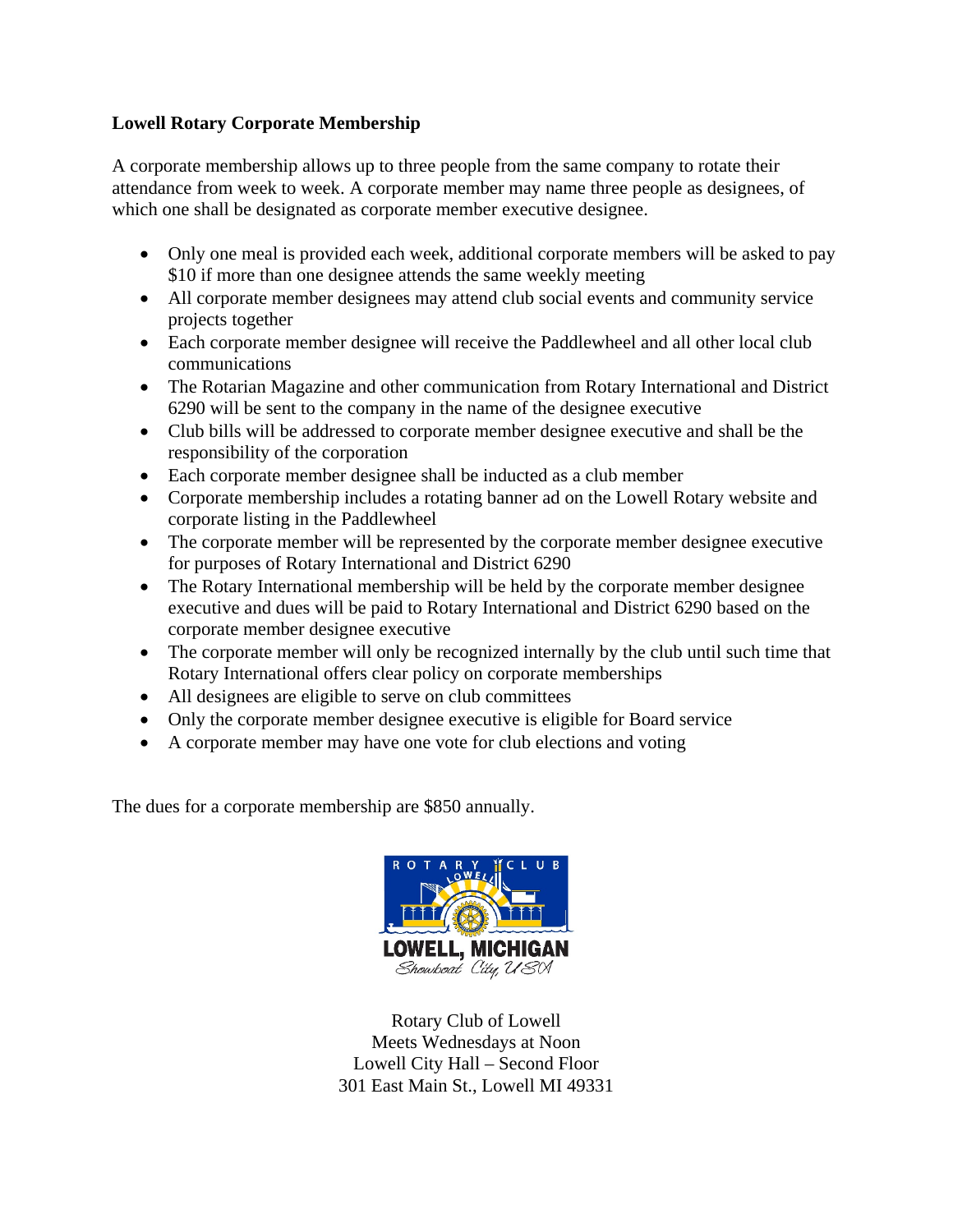**Lowell Rotary Corporate Membership**

A corporate membership allows up to three people from the same company to rotate their attendance from week to week. A corporate member may name three people as designees, of which one shall be designated as corporate member executive designee.

- Only one meal is provided each week, additional corporate members will be asked to pay $10 if more than one designee attends the same weekly meeting
- All corporate member designees may attend club social events and community service projects together
- Each corporate member designee will receive the Paddlewheel and all other local club communications
- The Rotarian Magazine and other communication from Rotary International and District 6290 will be sent to the company in the name of the designee executive
- Club bills will be addressed to corporate member designee executive and shall be the responsibility of the corporation
- Each corporate member designee shall be inducted as a club member
- Corporate membership includes a rotating banner ad on the Lowell Rotary website and corporate listing in the Paddlewheel
- The corporate member will be represented by the corporate member designee executive for purposes of Rotary International and District 6290
- The Rotary International membership will be held by the corporate member designee executive and dues will be paid to Rotary International and District 6290 based on the corporate member designee executive
- The corporate member will only be recognized internally by the club until such time that Rotary International offers clear policy on corporate memberships
- All designees are eligible to serve on club committees
- Only the corporate member designee executive is eligible for Board service
- A corporate member may have one vote for club elections and voting

The dues for a corporate membership are $850 annually.

ROTARY CLUB LOWELL

LOWELL, MICHIGAN

*Showboat City, USA*

Rotary Club of Lowell
Meets Wednesdays at Noon
Lowell City Hall – Second Floor
301 East Main St., Lowell MI 49331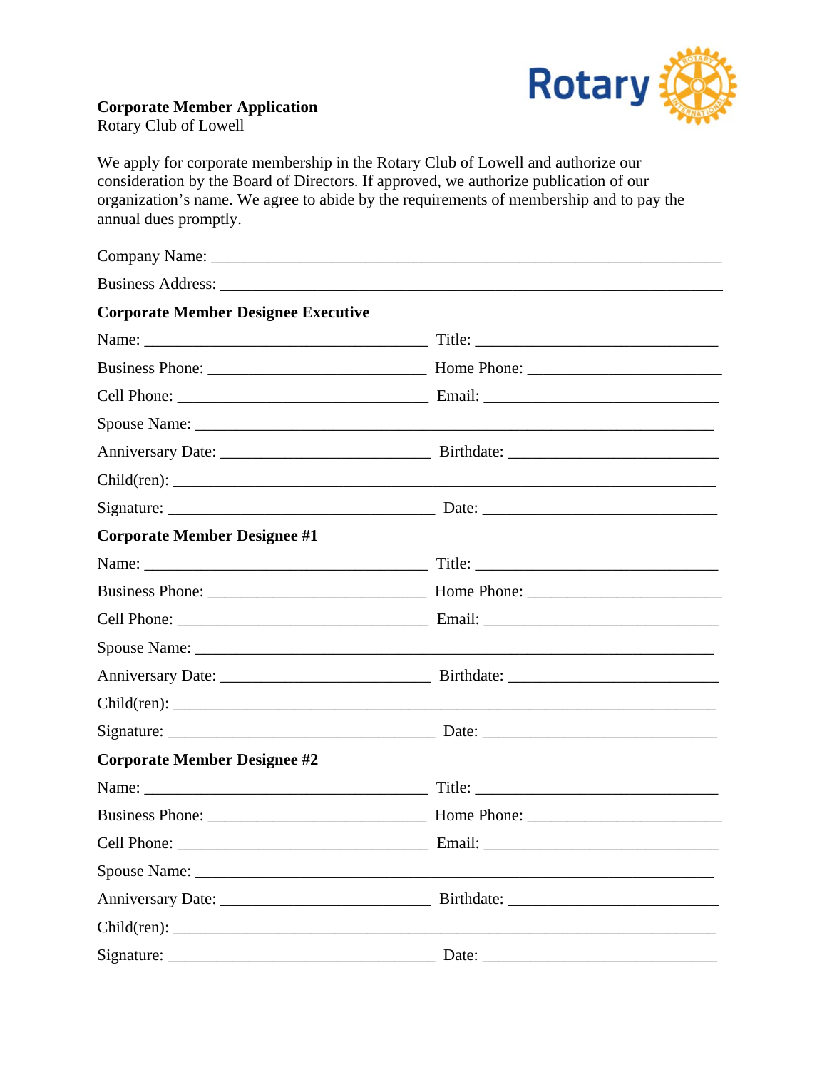**Corporate Member Application**
Rotary Club of Lowell

We apply for corporate membership in the Rotary Club of Lowell and authorize our consideration by the Board of Directors. If approved, we authorize publication of our organization's name. We agree to abide by the requirements of membership and to pay the annual dues promptly.

Company Name: ___________________________________________________________

Business Address: _________________________________________________________

**Corporate Member Designee Executive**

Name: __________________________________ Title: ______________________________

Business Phone: __________________________ Home Phone: _______________________

Cell Phone: ______________________________ Email: _____________________________

Spouse Name: _____________________________________________________________

Anniversary Date: _________________________ Birthdate: __________________________

Child(ren): _______________________________________________________________

Signature: _________________________________ Date: ____________________________

**Corporate Member Designee #1**

Name: __________________________________ Title: ______________________________

Business Phone: __________________________ Home Phone: _______________________

Cell Phone: ______________________________ Email: _____________________________

Spouse Name: _____________________________________________________________

Anniversary Date: _________________________ Birthdate: __________________________

Child(ren): _______________________________________________________________

Signature: _________________________________ Date: ____________________________

**Corporate Member Designee #2**

Name: __________________________________ Title: ______________________________

Business Phone: __________________________ Home Phone: _______________________

Cell Phone: ______________________________ Email: _____________________________

Spouse Name: _____________________________________________________________

Anniversary Date: _________________________ Birthdate: __________________________

Child(ren): _______________________________________________________________

Signature: _________________________________ Date: ____________________________